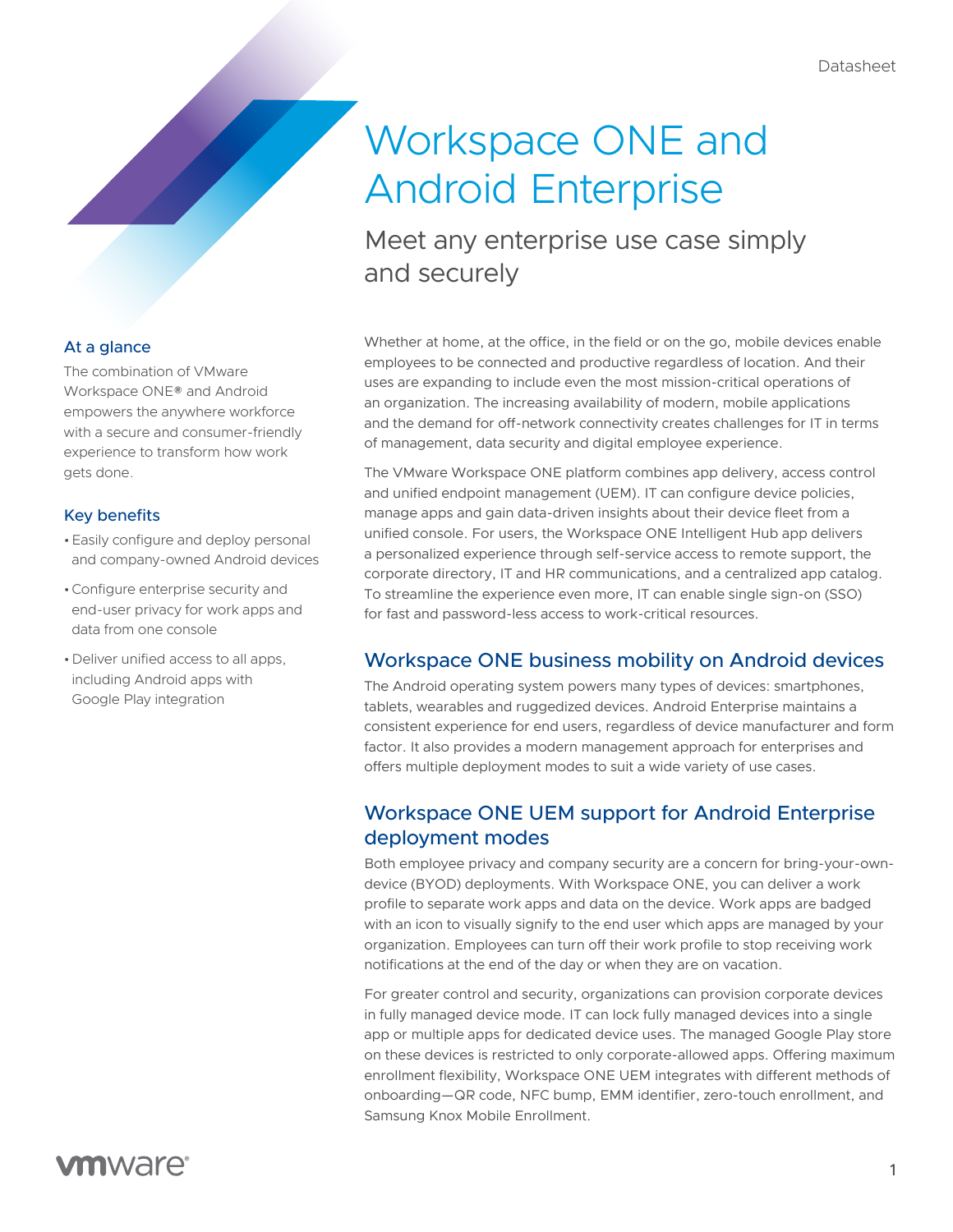Datasheet

# Workspace ONE and Android Enterprise

## Meet any enterprise use case simply and securely

### At a glance

The combination of VMware Workspace ONE® and Android empowers the anywhere workforce with a secure and consumer-friendly experience to transform how work gets done.

### Key benefits

- Easily configure and deploy personal and company-owned Android devices
- Configure enterprise security and end-user privacy for work apps and data from one console
- Deliver unified access to all apps, including Android apps with Google Play integration

Whether at home, at the office, in the field or on the go, mobile devices enable employees to be connected and productive regardless of location. And their uses are expanding to include even the most mission-critical operations of an organization. The increasing availability of modern, mobile applications and the demand for off-network connectivity creates challenges for IT in terms of management, data security and digital employee experience.

The VMware Workspace ONE platform combines app delivery, access control and unified endpoint management (UEM). IT can configure device policies, manage apps and gain data-driven insights about their device fleet from a unified console. For users, the Workspace ONE Intelligent Hub app delivers a personalized experience through self-service access to remote support, the corporate directory, IT and HR communications, and a centralized app catalog. To streamline the experience even more, IT can enable single sign-on (SSO) for fast and password-less access to work-critical resources.

## Workspace ONE business mobility on Android devices

The Android operating system powers many types of devices: smartphones, tablets, wearables and ruggedized devices. Android Enterprise maintains a consistent experience for end users, regardless of device manufacturer and form factor. It also provides a modern management approach for enterprises and offers multiple deployment modes to suit a wide variety of use cases.

## Workspace ONE UEM support for Android Enterprise deployment modes

Both employee privacy and company security are a concern for bring-your-own-device (BYOD) deployments. With Workspace ONE, you can deliver a work profile to separate work apps and data on the device. Work apps are badged with an icon to visually signify to the end user which apps are managed by your organization. Employees can turn off their work profile to stop receiving work notifications at the end of the day or when they are on vacation.

For greater control and security, organizations can provision corporate devices in fully managed device mode. IT can lock fully managed devices into a single app or multiple apps for dedicated device uses. The managed Google Play store on these devices is restricted to only corporate-allowed apps. Offering maximum enrollment flexibility, Workspace ONE UEM integrates with different methods of onboarding—QR code, NFC bump, EMM identifier, zero-touch enrollment, and Samsung Knox Mobile Enrollment.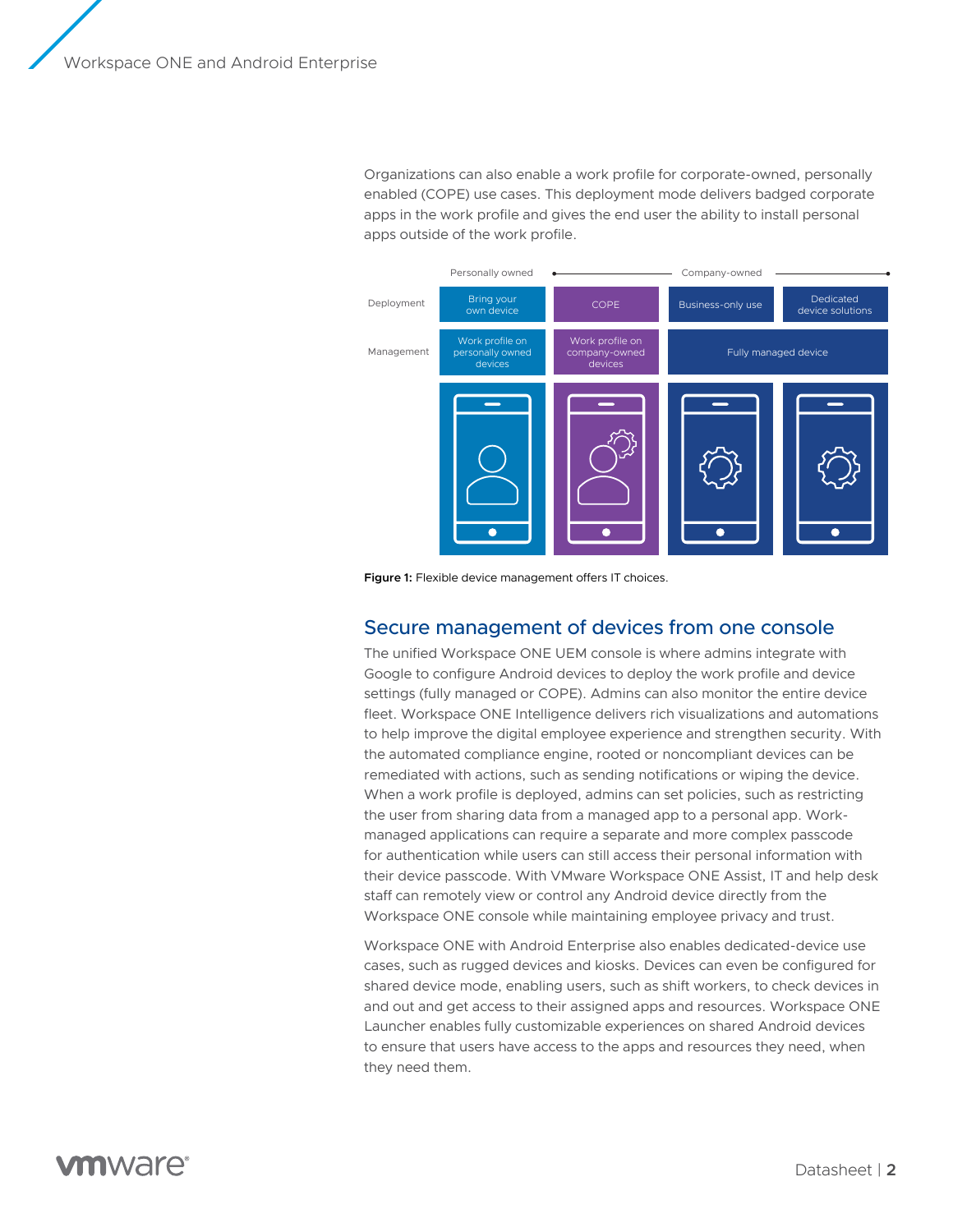Organizations can also enable a work profile for corporate-owned, personally enabled (COPE) use cases. This deployment mode delivers badged corporate apps in the work profile and gives the end user the ability to install personal apps outside of the work profile.

| | Personally owned | Company-owned | | |
|---|---|---|---|---|
| Deployment | Bring your own device | COPE | Business-only use | Dedicated device solutions |
| Management | Work profile on personally owned devices | Work profile on company-owned devices | Fully managed device | |

**Figure 1:** Flexible device management offers IT choices.

## Secure management of devices from one console

The unified Workspace ONE UEM console is where admins integrate with Google to configure Android devices to deploy the work profile and device settings (fully managed or COPE). Admins can also monitor the entire device fleet. Workspace ONE Intelligence delivers rich visualizations and automations to help improve the digital employee experience and strengthen security. With the automated compliance engine, rooted or noncompliant devices can be remediated with actions, such as sending notifications or wiping the device. When a work profile is deployed, admins can set policies, such as restricting the user from sharing data from a managed app to a personal app. Work-managed applications can require a separate and more complex passcode for authentication while users can still access their personal information with their device passcode. With VMware Workspace ONE Assist, IT and help desk staff can remotely view or control any Android device directly from the Workspace ONE console while maintaining employee privacy and trust.

Workspace ONE with Android Enterprise also enables dedicated-device use cases, such as rugged devices and kiosks. Devices can even be configured for shared device mode, enabling users, such as shift workers, to check devices in and out and get access to their assigned apps and resources. Workspace ONE Launcher enables fully customizable experiences on shared Android devices to ensure that users have access to the apps and resources they need, when they need them.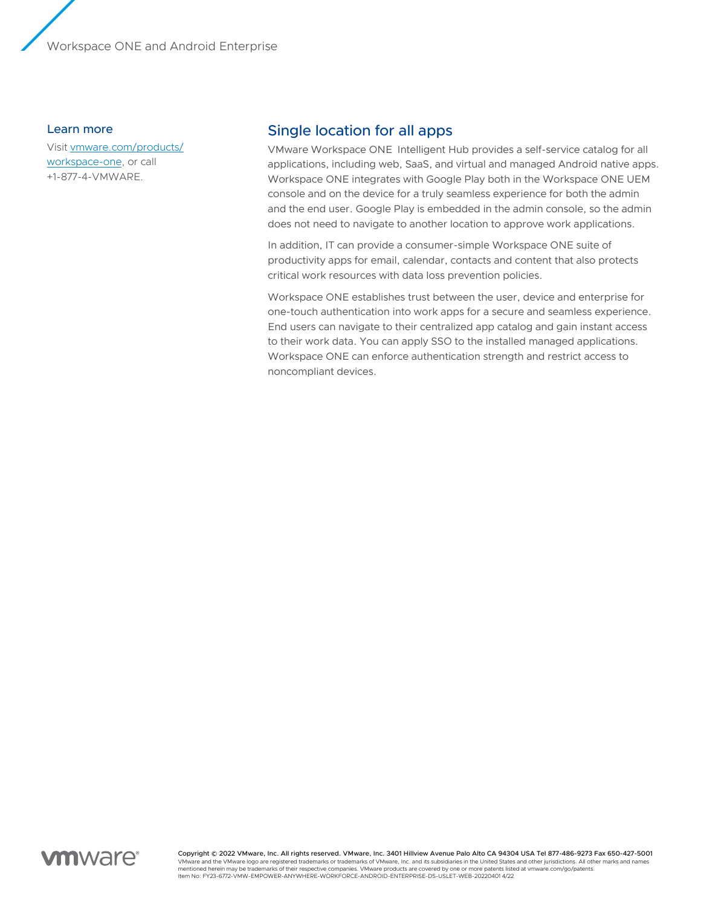## Learn more

Visit [vmware.com/products/workspace-one](vmware.com/products/workspace-one), or call +1-877-4-VMWARE.

## Single location for all apps

VMware Workspace ONE Intelligent Hub provides a self-service catalog for all applications, including web, SaaS, and virtual and managed Android native apps. Workspace ONE integrates with Google Play both in the Workspace ONE UEM console and on the device for a truly seamless experience for both the admin and the end user. Google Play is embedded in the admin console, so the admin does not need to navigate to another location to approve work applications.

In addition, IT can provide a consumer-simple Workspace ONE suite of productivity apps for email, calendar, contacts and content that also protects critical work resources with data loss prevention policies.

Workspace ONE establishes trust between the user, device and enterprise for one-touch authentication into work apps for a secure and seamless experience. End users can navigate to their centralized app catalog and gain instant access to their work data. You can apply SSO to the installed managed applications. Workspace ONE can enforce authentication strength and restrict access to noncompliant devices.

**Copyright © 2022 VMware, Inc. All rights reserved. VMware, Inc. 3401 Hillview Avenue Palo Alto CA 94304 USA Tel 877-486-9273 Fax 650-427-5001**
VMware and the VMware logo are registered trademarks or trademarks of VMware, Inc. and its subsidiaries in the United States and other jurisdictions. All other marks and names mentioned herein may be trademarks of their respective companies. VMware products are covered by one or more patents listed at vmware.com/go/patents.
Item No: FY23-6772-VMW-EMPOWER-ANYWHERE-WORKFORCE-ANDROID-ENTERPRISE-DS-USLET-WEB-20220401 4/22